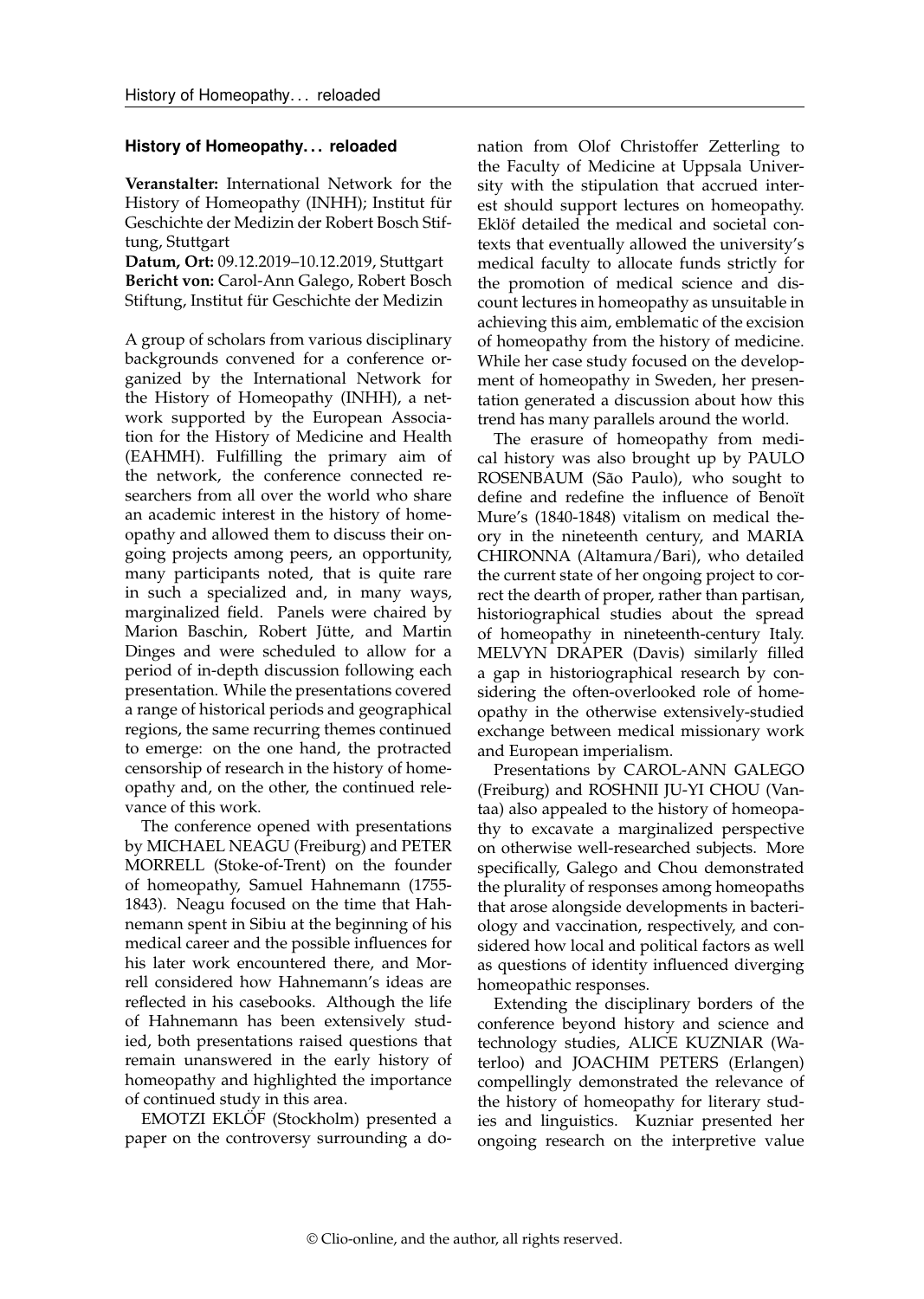## History of Homeopathy... reloaded

**Veranstalter:** International Network for the History of Homeopathy (INHH); Institut für Geschichte der Medizin der Robert Bosch Stiftung, Stuttgart
**Datum, Ort:** 09.12.2019–10.12.2019, Stuttgart
**Bericht von:** Carol-Ann Galego, Robert Bosch Stiftung, Institut für Geschichte der Medizin

A group of scholars from various disciplinary backgrounds convened for a conference organized by the International Network for the History of Homeopathy (INHH), a network supported by the European Association for the History of Medicine and Health (EAHMH). Fulfilling the primary aim of the network, the conference connected researchers from all over the world who share an academic interest in the history of homeopathy and allowed them to discuss their ongoing projects among peers, an opportunity, many participants noted, that is quite rare in such a specialized and, in many ways, marginalized field. Panels were chaired by Marion Baschin, Robert Jütte, and Martin Dinges and were scheduled to allow for a period of in-depth discussion following each presentation. While the presentations covered a range of historical periods and geographical regions, the same recurring themes continued to emerge: on the one hand, the protracted censorship of research in the history of homeopathy and, on the other, the continued relevance of this work.

The conference opened with presentations by MICHAEL NEAGU (Freiburg) and PETER MORRELL (Stoke-of-Trent) on the founder of homeopathy, Samuel Hahnemann (1755-1843). Neagu focused on the time that Hahnemann spent in Sibiu at the beginning of his medical career and the possible influences for his later work encountered there, and Morrell considered how Hahnemann's ideas are reflected in his casebooks. Although the life of Hahnemann has been extensively studied, both presentations raised questions that remain unanswered in the early history of homeopathy and highlighted the importance of continued study in this area.

EMOTZI EKLÖF (Stockholm) presented a paper on the controversy surrounding a donation from Olof Christoffer Zetterling to the Faculty of Medicine at Uppsala University with the stipulation that accrued interest should support lectures on homeopathy. Eklöf detailed the medical and societal contexts that eventually allowed the university's medical faculty to allocate funds strictly for the promotion of medical science and discount lectures in homeopathy as unsuitable in achieving this aim, emblematic of the excision of homeopathy from the history of medicine. While her case study focused on the development of homeopathy in Sweden, her presentation generated a discussion about how this trend has many parallels around the world.

The erasure of homeopathy from medical history was also brought up by PAULO ROSENBAUM (São Paulo), who sought to define and redefine the influence of Benoït Mure's (1840-1848) vitalism on medical theory in the nineteenth century, and MARIA CHIRONNA (Altamura/Bari), who detailed the current state of her ongoing project to correct the dearth of proper, rather than partisan, historiographical studies about the spread of homeopathy in nineteenth-century Italy. MELVYN DRAPER (Davis) similarly filled a gap in historiographical research by considering the often-overlooked role of homeopathy in the otherwise extensively-studied exchange between medical missionary work and European imperialism.

Presentations by CAROL-ANN GALEGO (Freiburg) and ROSHNII JU-YI CHOU (Vantaa) also appealed to the history of homeopathy to excavate a marginalized perspective on otherwise well-researched subjects. More specifically, Galego and Chou demonstrated the plurality of responses among homeopaths that arose alongside developments in bacteriology and vaccination, respectively, and considered how local and political factors as well as questions of identity influenced diverging homeopathic responses.

Extending the disciplinary borders of the conference beyond history and science and technology studies, ALICE KUZNIAR (Waterloo) and JOACHIM PETERS (Erlangen) compellingly demonstrated the relevance of the history of homeopathy for literary studies and linguistics. Kuzniar presented her ongoing research on the interpretive value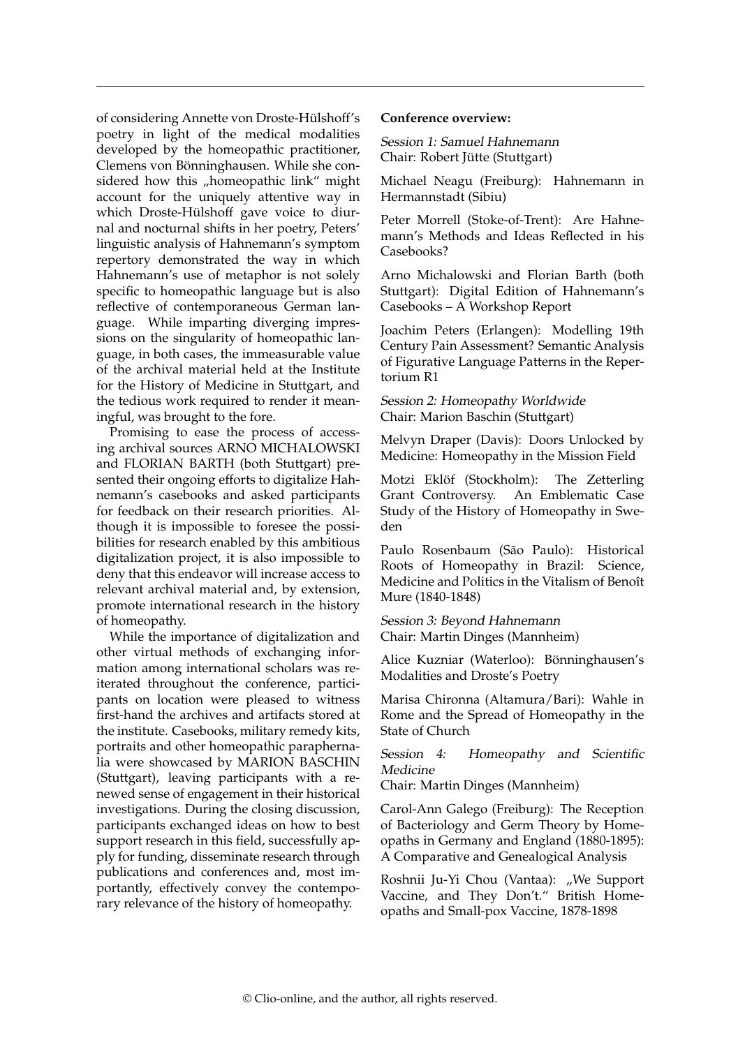of considering Annette von Droste-Hülshoff's poetry in light of the medical modalities developed by the homeopathic practitioner, Clemens von Bönninghausen. While she considered how this „homeopathic link" might account for the uniquely attentive way in which Droste-Hülshoff gave voice to diurnal and nocturnal shifts in her poetry, Peters' linguistic analysis of Hahnemann's symptom repertory demonstrated the way in which Hahnemann's use of metaphor is not solely specific to homeopathic language but is also reflective of contemporaneous German language. While imparting diverging impressions on the singularity of homeopathic language, in both cases, the immeasurable value of the archival material held at the Institute for the History of Medicine in Stuttgart, and the tedious work required to render it meaningful, was brought to the fore.

Promising to ease the process of accessing archival sources ARNO MICHALOWSKI and FLORIAN BARTH (both Stuttgart) presented their ongoing efforts to digitalize Hahnemann's casebooks and asked participants for feedback on their research priorities. Although it is impossible to foresee the possibilities for research enabled by this ambitious digitalization project, it is also impossible to deny that this endeavor will increase access to relevant archival material and, by extension, promote international research in the history of homeopathy.

While the importance of digitalization and other virtual methods of exchanging information among international scholars was reiterated throughout the conference, participants on location were pleased to witness first-hand the archives and artifacts stored at the institute. Casebooks, military remedy kits, portraits and other homeopathic paraphernalia were showcased by MARION BASCHIN (Stuttgart), leaving participants with a renewed sense of engagement in their historical investigations. During the closing discussion, participants exchanged ideas on how to best support research in this field, successfully apply for funding, disseminate research through publications and conferences and, most importantly, effectively convey the contemporary relevance of the history of homeopathy.

**Conference overview:**

*Session 1: Samuel Hahnemann*
Chair: Robert Jütte (Stuttgart)

Michael Neagu (Freiburg): Hahnemann in Hermannstadt (Sibiu)

Peter Morrell (Stoke-of-Trent): Are Hahnemann's Methods and Ideas Reflected in his Casebooks?

Arno Michalowski and Florian Barth (both Stuttgart): Digital Edition of Hahnemann's Casebooks – A Workshop Report

Joachim Peters (Erlangen): Modelling 19th Century Pain Assessment? Semantic Analysis of Figurative Language Patterns in the Repertorium R1

*Session 2: Homeopathy Worldwide*
Chair: Marion Baschin (Stuttgart)

Melvyn Draper (Davis): Doors Unlocked by Medicine: Homeopathy in the Mission Field

Motzi Eklöf (Stockholm): The Zetterling Grant Controversy. An Emblematic Case Study of the History of Homeopathy in Sweden

Paulo Rosenbaum (São Paulo): Historical Roots of Homeopathy in Brazil: Science, Medicine and Politics in the Vitalism of Benoît Mure (1840-1848)

*Session 3: Beyond Hahnemann*
Chair: Martin Dinges (Mannheim)

Alice Kuzniar (Waterloo): Bönninghausen's Modalities and Droste's Poetry

Marisa Chironna (Altamura/Bari): Wahle in Rome and the Spread of Homeopathy in the State of Church

*Session 4: Homeopathy and Scientific Medicine*
Chair: Martin Dinges (Mannheim)

Carol-Ann Galego (Freiburg): The Reception of Bacteriology and Germ Theory by Homeopaths in Germany and England (1880-1895): A Comparative and Genealogical Analysis

Roshnii Ju-Yi Chou (Vantaa): „We Support Vaccine, and They Don't." British Homeopaths and Small-pox Vaccine, 1878-1898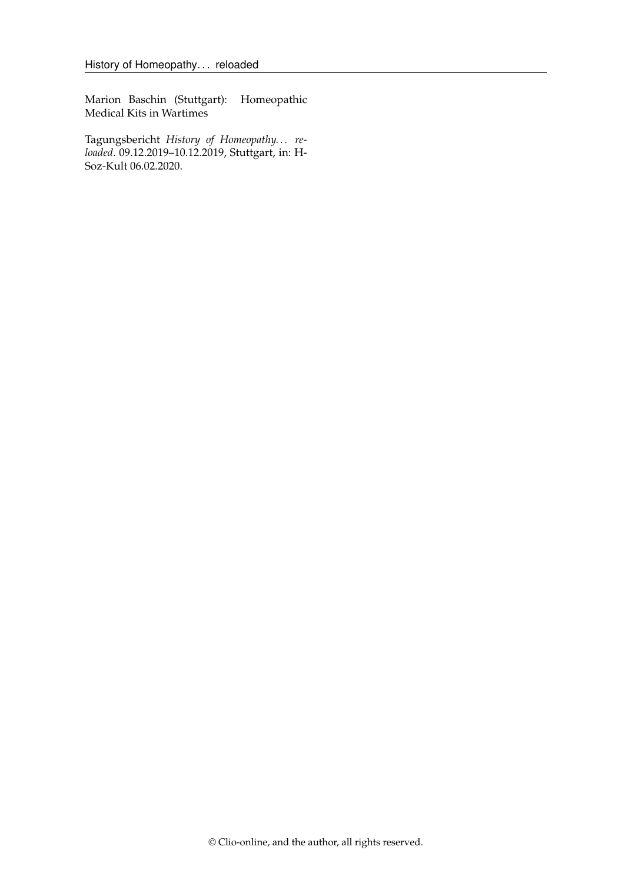Marion Baschin (Stuttgart): Homeopathic Medical Kits in Wartimes

Tagungsbericht *History of Homeopathy... reloaded*. 09.12.2019–10.12.2019, Stuttgart, in: H-Soz-Kult 06.02.2020.